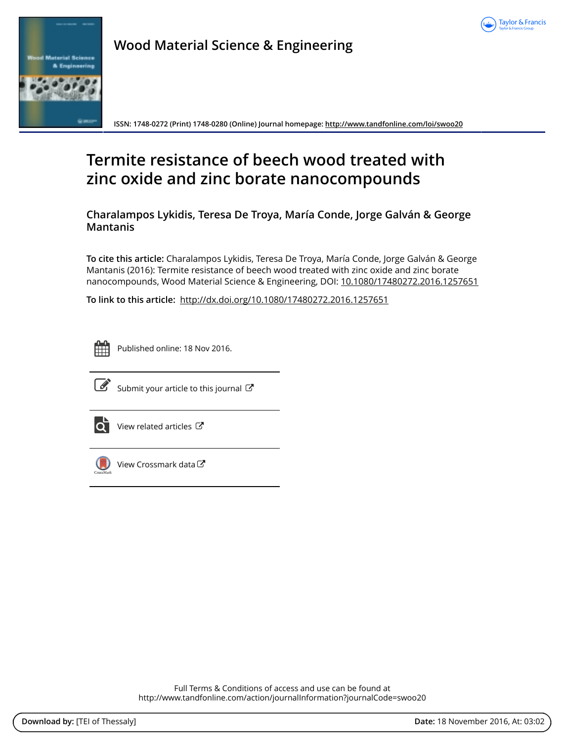Wood Material Science & Engineering

ISSN: 1748-0272 (Print) 1748-0280 (Online) Journal homepage: http://www.tandfonline.com/loi/swoo20

# Termite resistance of beech wood treated with zinc oxide and zinc borate nanocompounds

**Charalampos Lykidis, Teresa De Troya, María Conde, Jorge Galván & George Mantanis**

**To cite this article:** Charalampos Lykidis, Teresa De Troya, María Conde, Jorge Galván & George Mantanis (2016): Termite resistance of beech wood treated with zinc oxide and zinc borate nanocompounds, Wood Material Science & Engineering, DOI: 10.1080/17480272.2016.1257651

**To link to this article:** http://dx.doi.org/10.1080/17480272.2016.1257651

Published online: 18 Nov 2016.

Submit your article to this journal

View related articles

View Crossmark data

Full Terms & Conditions of access and use can be found at http://www.tandfonline.com/action/journalInformation?journalCode=swoo20

**Download by:** [TEI of Thessaly] **Date:** 18 November 2016, At: 03:02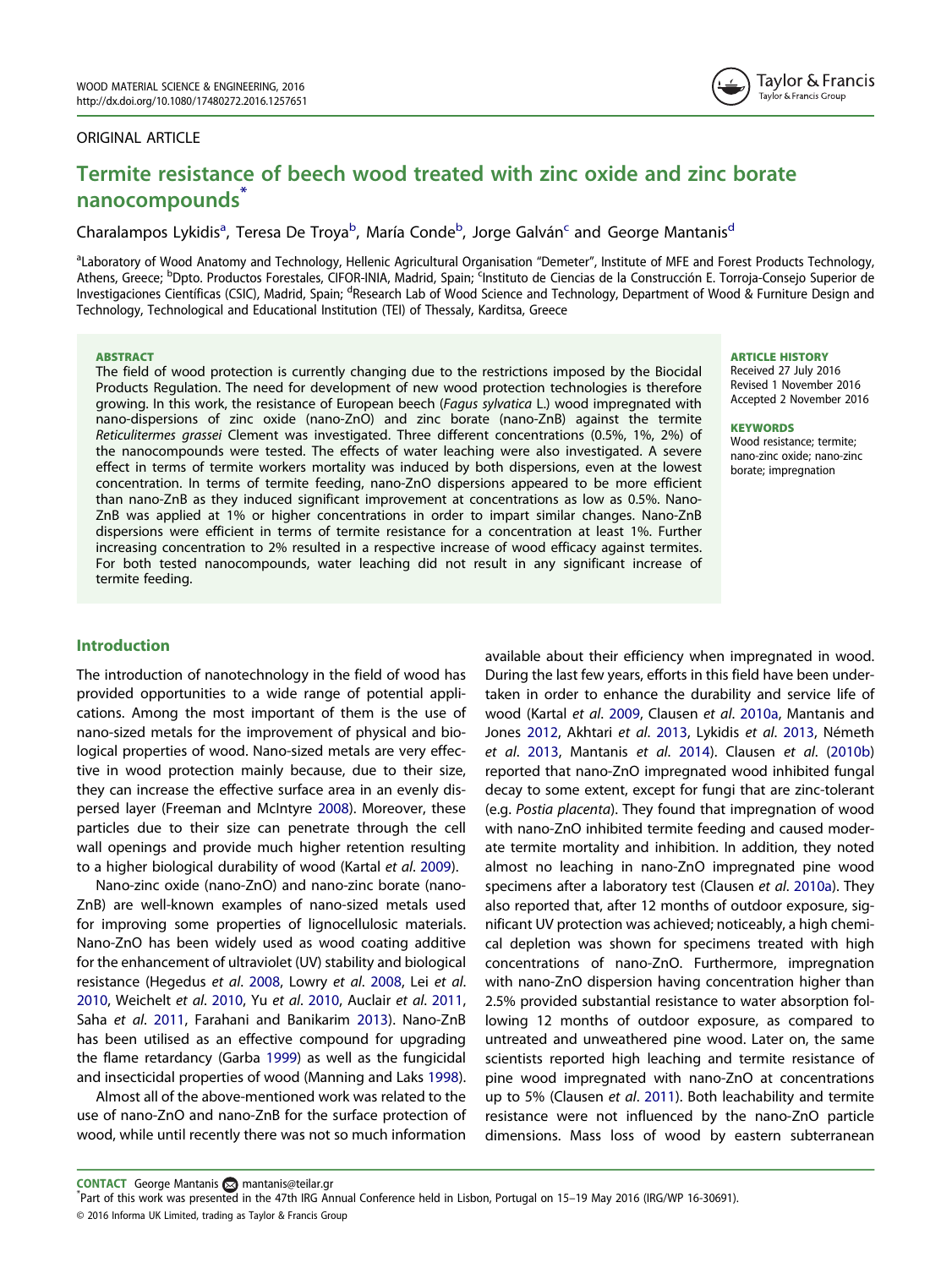# Termite resistance of beech wood treated with zinc oxide and zinc borate nanocompounds*

Charalampos Lykidis[a], Teresa De Troya[b], María Conde[b], Jorge Galván[c] and George Mantanis[d]

[a]Laboratory of Wood Anatomy and Technology, Hellenic Agricultural Organisation "Demeter", Institute of MFE and Forest Products Technology, Athens, Greece; [b]Dpto. Productos Forestales, CIFOR-INIA, Madrid, Spain; [c]Instituto de Ciencias de la Construcción E. Torroja-Consejo Superior de Investigaciones Científicas (CSIC), Madrid, Spain; [d]Research Lab of Wood Science and Technology, Department of Wood & Furniture Design and Technology, Technological and Educational Institution (TEI) of Thessaly, Karditsa, Greece

### ABSTRACT

The field of wood protection is currently changing due to the restrictions imposed by the Biocidal Products Regulation. The need for development of new wood protection technologies is therefore growing. In this work, the resistance of European beech (*Fagus sylvatica* L.) wood impregnated with nano-dispersions of zinc oxide (nano-ZnO) and zinc borate (nano-ZnB) against the termite *Reticulitermes grassei* Clement was investigated. Three different concentrations (0.5%, 1%, 2%) of the nanocompounds were tested. The effects of water leaching were also investigated. A severe effect in terms of termite workers mortality was induced by both dispersions, even at the lowest concentration. In terms of termite feeding, nano-ZnO dispersions appeared to be more efficient than nano-ZnB as they induced significant improvement at concentrations as low as 0.5%. Nano-ZnB was applied at 1% or higher concentrations in order to impart similar changes. Nano-ZnB dispersions were efficient in terms of termite resistance for a concentration at least 1%. Further increasing concentration to 2% resulted in a respective increase of wood efficacy against termites. For both tested nanocompounds, water leaching did not result in any significant increase of termite feeding.

### ARTICLE HISTORY

Received 27 July 2016
Revised 1 November 2016
Accepted 2 November 2016

### KEYWORDS

Wood resistance; termite; nano-zinc oxide; nano-zinc borate; impregnation

## Introduction

The introduction of nanotechnology in the field of wood has provided opportunities to a wide range of potential applications. Among the most important of them is the use of nano-sized metals for the improvement of physical and biological properties of wood. Nano-sized metals are very effective in wood protection mainly because, due to their size, they can increase the effective surface area in an evenly dispersed layer (Freeman and McIntyre 2008). Moreover, these particles due to their size can penetrate through the cell wall openings and provide much higher retention resulting to a higher biological durability of wood (Kartal *et al*. 2009).

Nano-zinc oxide (nano-ZnO) and nano-zinc borate (nano-ZnB) are well-known examples of nano-sized metals used for improving some properties of lignocellulosic materials. Nano-ZnO has been widely used as wood coating additive for the enhancement of ultraviolet (UV) stability and biological resistance (Hegedus *et al*. 2008, Lowry *et al*. 2008, Lei *et al*. 2010, Weichelt *et al*. 2010, Yu *et al*. 2010, Auclair *et al*. 2011, Saha *et al*. 2011, Farahani and Banikarim 2013). Nano-ZnB has been utilised as an effective compound for upgrading the flame retardancy (Garba 1999) as well as the fungicidal and insecticidal properties of wood (Manning and Laks 1998).

Almost all of the above-mentioned work was related to the use of nano-ZnO and nano-ZnB for the surface protection of wood, while until recently there was not so much information available about their efficiency when impregnated in wood. During the last few years, efforts in this field have been undertaken in order to enhance the durability and service life of wood (Kartal *et al*. 2009, Clausen *et al*. 2010a, Mantanis and Jones 2012, Akhtari *et al*. 2013, Lykidis *et al*. 2013, Németh *et al*. 2013, Mantanis *et al*. 2014). Clausen *et al*. (2010b) reported that nano-ZnO impregnated wood inhibited fungal decay to some extent, except for fungi that are zinc-tolerant (e.g. *Postia placenta*). They found that impregnation of wood with nano-ZnO inhibited termite feeding and caused moderate termite mortality and inhibition. In addition, they noted almost no leaching in nano-ZnO impregnated pine wood specimens after a laboratory test (Clausen *et al*. 2010a). They also reported that, after 12 months of outdoor exposure, significant UV protection was achieved; noticeably, a high chemical depletion was shown for specimens treated with high concentrations of nano-ZnO. Furthermore, impregnation with nano-ZnO dispersion having concentration higher than 2.5% provided substantial resistance to water absorption following 12 months of outdoor exposure, as compared to untreated and unweathered pine wood. Later on, the same scientists reported high leaching and termite resistance of pine wood impregnated with nano-ZnO at concentrations up to 5% (Clausen *et al*. 2011). Both leachability and termite resistance were not influenced by the nano-ZnO particle dimensions. Mass loss of wood by eastern subterranean

**CONTACT** George Mantanis mantanis@teilar.gr

*Part of this work was presented in the 47th IRG Annual Conference held in Lisbon, Portugal on 15–19 May 2016 (IRG/WP 16-30691).

© 2016 Informa UK Limited, trading as Taylor & Francis Group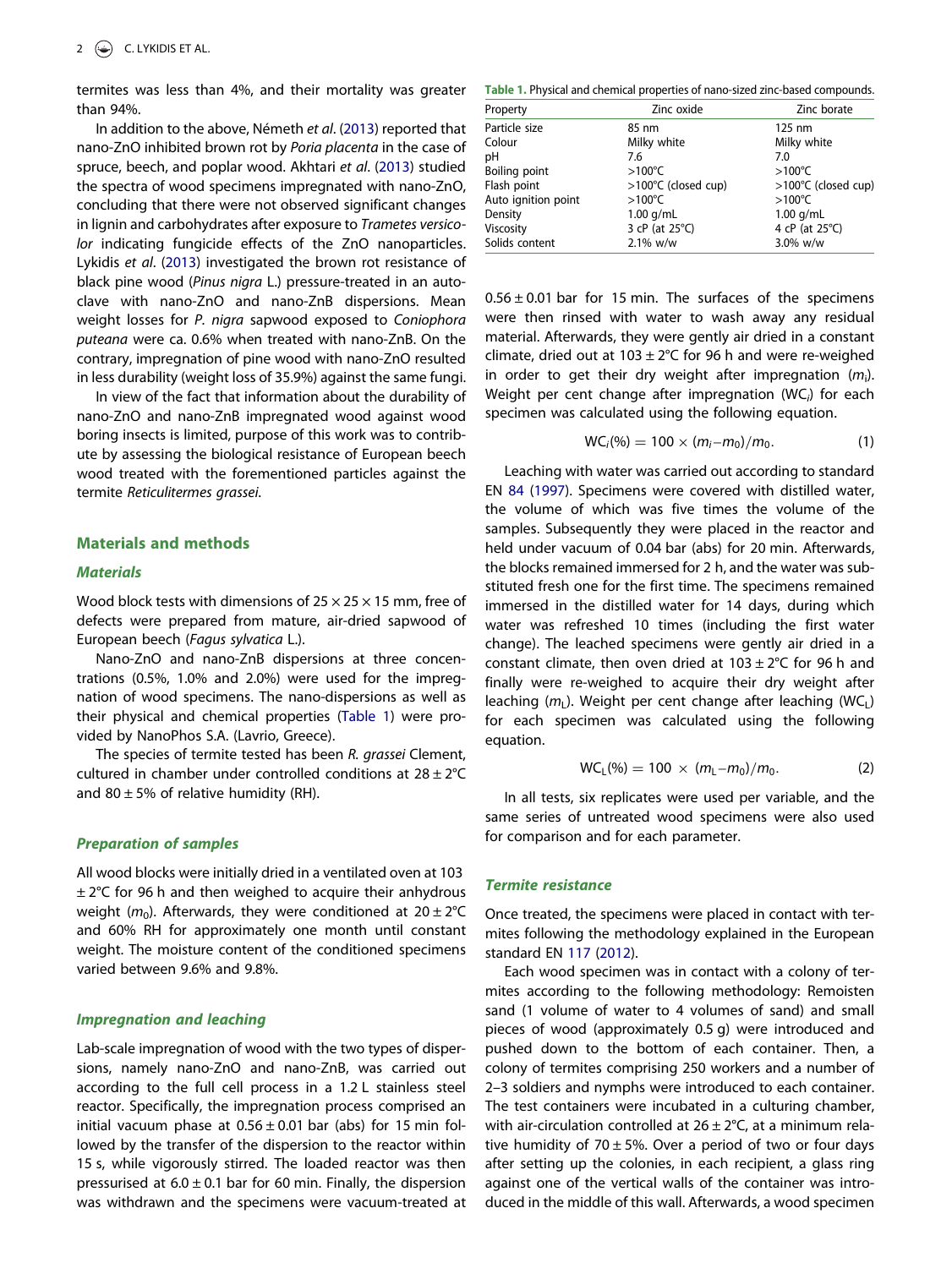termites was less than 4%, and their mortality was greater than 94%.

In addition to the above, Németh *et al.* (2013) reported that nano-ZnO inhibited brown rot by *Poria placenta* in the case of spruce, beech, and poplar wood. Akhtari *et al.* (2013) studied the spectra of wood specimens impregnated with nano-ZnO, concluding that there were not observed significant changes in lignin and carbohydrates after exposure to *Trametes versicolor* indicating fungicide effects of the ZnO nanoparticles. Lykidis *et al.* (2013) investigated the brown rot resistance of black pine wood (*Pinus nigra* L.) pressure-treated in an autoclave with nano-ZnO and nano-ZnB dispersions. Mean weight losses for *P. nigra* sapwood exposed to *Coniophora puteana* were ca. 0.6% when treated with nano-ZnB. On the contrary, impregnation of pine wood with nano-ZnO resulted in less durability (weight loss of 35.9%) against the same fungi.

In view of the fact that information about the durability of nano-ZnO and nano-ZnB impregnated wood against wood boring insects is limited, purpose of this work was to contribute by assessing the biological resistance of European beech wood treated with the forementioned particles against the termite *Reticulitermes grassei.*

## Materials and methods

### Materials

Wood block tests with dimensions of 25 × 25 × 15 mm, free of defects were prepared from mature, air-dried sapwood of European beech (*Fagus sylvatica* L.).

Nano-ZnO and nano-ZnB dispersions at three concentrations (0.5%, 1.0% and 2.0%) were used for the impregnation of wood specimens. The nano-dispersions as well as their physical and chemical properties (Table 1) were provided by NanoPhos S.A. (Lavrio, Greece).

**Table 1.** Physical and chemical properties of nano-sized zinc-based compounds.

| Property | Zinc oxide | Zinc borate |
|---|---|---|
| Particle size | 85 nm | 125 nm |
| Colour | Milky white | Milky white |
| pH | 7.6 | 7.0 |
| Boiling point | >100°C | >100°C |
| Flash point | >100°C (closed cup) | >100°C (closed cup) |
| Auto ignition point | >100°C | >100°C |
| Density | 1.00 g/mL | 1.00 g/mL |
| Viscosity | 3 cP (at 25°C) | 4 cP (at 25°C) |
| Solids content | 2.1% w/w | 3.0% w/w |

The species of termite tested has been *R. grassei* Clement, cultured in chamber under controlled conditions at 28 ± 2°C and 80 ± 5% of relative humidity (RH).

### Preparation of samples

All wood blocks were initially dried in a ventilated oven at 103 ± 2°C for 96 h and then weighed to acquire their anhydrous weight ($m_0$). Afterwards, they were conditioned at 20 ± 2°C and 60% RH for approximately one month until constant weight. The moisture content of the conditioned specimens varied between 9.6% and 9.8%.

### Impregnation and leaching

Lab-scale impregnation of wood with the two types of dispersions, namely nano-ZnO and nano-ZnB, was carried out according to the full cell process in a 1.2 L stainless steel reactor. Specifically, the impregnation process comprised an initial vacuum phase at 0.56 ± 0.01 bar (abs) for 15 min followed by the transfer of the dispersion to the reactor within 15 s, while vigorously stirred. The loaded reactor was then pressurised at 6.0 ± 0.1 bar for 60 min. Finally, the dispersion was withdrawn and the specimens were vacuum-treated at 0.56 ± 0.01 bar for 15 min. The surfaces of the specimens were then rinsed with water to wash away any residual material. Afterwards, they were gently air dried in a constant climate, dried out at 103 ± 2°C for 96 h and were re-weighed in order to get their dry weight after impregnation ($m_i$). Weight per cent change after impregnation ($WC_i$) for each specimen was calculated using the following equation.

$$WC_i(\%) = 100 \times (m_i - m_0)/m_0. \tag{1}$$

Leaching with water was carried out according to standard EN 84 (1997). Specimens were covered with distilled water, the volume of which was five times the volume of the samples. Subsequently they were placed in the reactor and held under vacuum of 0.04 bar (abs) for 20 min. Afterwards, the blocks remained immersed for 2 h, and the water was substituted fresh one for the first time. The specimens remained immersed in the distilled water for 14 days, during which water was refreshed 10 times (including the first water change). The leached specimens were gently air dried in a constant climate, then oven dried at 103 ± 2°C for 96 h and finally were re-weighed to acquire their dry weight after leaching ($m_L$). Weight per cent change after leaching ($WC_L$) for each specimen was calculated using the following equation.

$$WC_L(\%) = 100 \times (m_L - m_0)/m_0. \tag{2}$$

In all tests, six replicates were used per variable, and the same series of untreated wood specimens were also used for comparison and for each parameter.

### Termite resistance

Once treated, the specimens were placed in contact with termites following the methodology explained in the European standard EN 117 (2012).

Each wood specimen was in contact with a colony of termites according to the following methodology: Remoisten sand (1 volume of water to 4 volumes of sand) and small pieces of wood (approximately 0.5 g) were introduced and pushed down to the bottom of each container. Then, a colony of termites comprising 250 workers and a number of 2–3 soldiers and nymphs were introduced to each container. The test containers were incubated in a culturing chamber, with air-circulation controlled at 26 ± 2°C, at a minimum relative humidity of 70 ± 5%. Over a period of two or four days after setting up the colonies, in each recipient, a glass ring against one of the vertical walls of the container was introduced in the middle of this wall. Afterwards, a wood specimen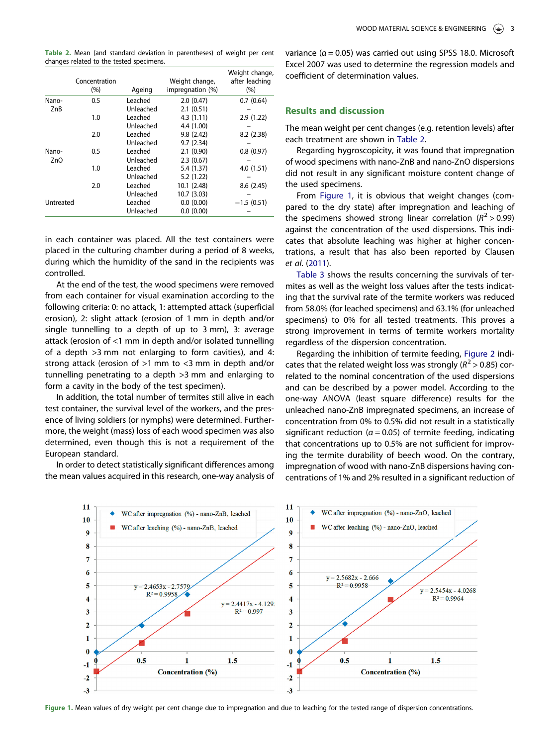**Table 2.** Mean (and standard deviation in parentheses) of weight per cent changes related to the tested specimens.

| | Concentration (%) | Ageing | Weight change, impregnation (%) | Weight change, after leaching (%) |
|---|---|---|---|---|
| Nano-ZnB | 0.5 | Leached | 2.0 (0.47) | 0.7 (0.64) |
| | | Unleached | 2.1 (0.51) | – |
| | 1.0 | Leached | 4.3 (1.11) | 2.9 (1.22) |
| | | Unleached | 4.4 (1.00) | – |
| | 2.0 | Leached | 9.8 (2.42) | 8.2 (2.38) |
| | | Unleached | 9.7 (2.34) | – |
| Nano-ZnO | 0.5 | Leached | 2.1 (0.90) | 0.8 (0.97) |
| | | Unleached | 2.3 (0.67) | – |
| | 1.0 | Leached | 5.4 (1.37) | 4.0 (1.51) |
| | | Unleached | 5.2 (1.22) | – |
| | 2.0 | Leached | 10.1 (2.48) | 8.6 (2.45) |
| | | Unleached | 10.7 (3.03) | – |
| Untreated | | Leached | 0.0 (0.00) | −1.5 (0.51) |
| | | Unleached | 0.0 (0.00) | – |

in each container was placed. All the test containers were placed in the culturing chamber during a period of 8 weeks, during which the humidity of the sand in the recipients was controlled.

At the end of the test, the wood specimens were removed from each container for visual examination according to the following criteria: 0: no attack, 1: attempted attack (superficial erosion), 2: slight attack (erosion of 1 mm in depth and/or single tunnelling to a depth of up to 3 mm), 3: average attack (erosion of <1 mm in depth and/or isolated tunnelling of a depth >3 mm not enlarging to form cavities), and 4: strong attack (erosion of >1 mm to <3 mm in depth and/or tunnelling penetrating to a depth >3 mm and enlarging to form a cavity in the body of the test specimen).

In addition, the total number of termites still alive in each test container, the survival level of the workers, and the presence of living soldiers (or nymphs) were determined. Furthermore, the weight (mass) loss of each wood specimen was also determined, even though this is not a requirement of the European standard.

In order to detect statistically significant differences among the mean values acquired in this research, one-way analysis of variance ($\alpha = 0.05$) was carried out using SPSS 18.0. Microsoft Excel 2007 was used to determine the regression models and coefficient of determination values.

## Results and discussion

The mean weight per cent changes (e.g. retention levels) after each treatment are shown in Table 2.

Regarding hygroscopicity, it was found that impregnation of wood specimens with nano-ZnB and nano-ZnO dispersions did not result in any significant moisture content change of the used specimens.

From Figure 1, it is obvious that weight changes (compared to the dry state) after impregnation and leaching of the specimens showed strong linear correlation ($R^2 > 0.99$) against the concentration of the used dispersions. This indicates that absolute leaching was higher at higher concentrations, a result that has also been reported by Clausen *et al.* (2011).

Table 3 shows the results concerning the survivals of termites as well as the weight loss values after the tests indicating that the survival rate of the termite workers was reduced from 58.0% (for leached specimens) and 63.1% (for unleached specimens) to 0% for all tested treatments. This proves a strong improvement in terms of termite workers mortality regardless of the dispersion concentration.

Regarding the inhibition of termite feeding, Figure 2 indicates that the related weight loss was strongly ($R^2 > 0.85$) correlated to the nominal concentration of the used dispersions and can be described by a power model. According to the one-way ANOVA (least square difference) results for the unleached nano-ZnB impregnated specimens, an increase of concentration from 0% to 0.5% did not result in a statistically significant reduction ($\alpha = 0.05$) of termite feeding, indicating that concentrations up to 0.5% are not sufficient for improving the termite durability of beech wood. On the contrary, impregnation of wood with nano-ZnB dispersions having concentrations of 1% and 2% resulted in a significant reduction of

**Figure 1.** Mean values of dry weight per cent change due to impregnation and due to leaching for the tested range of dispersion concentrations.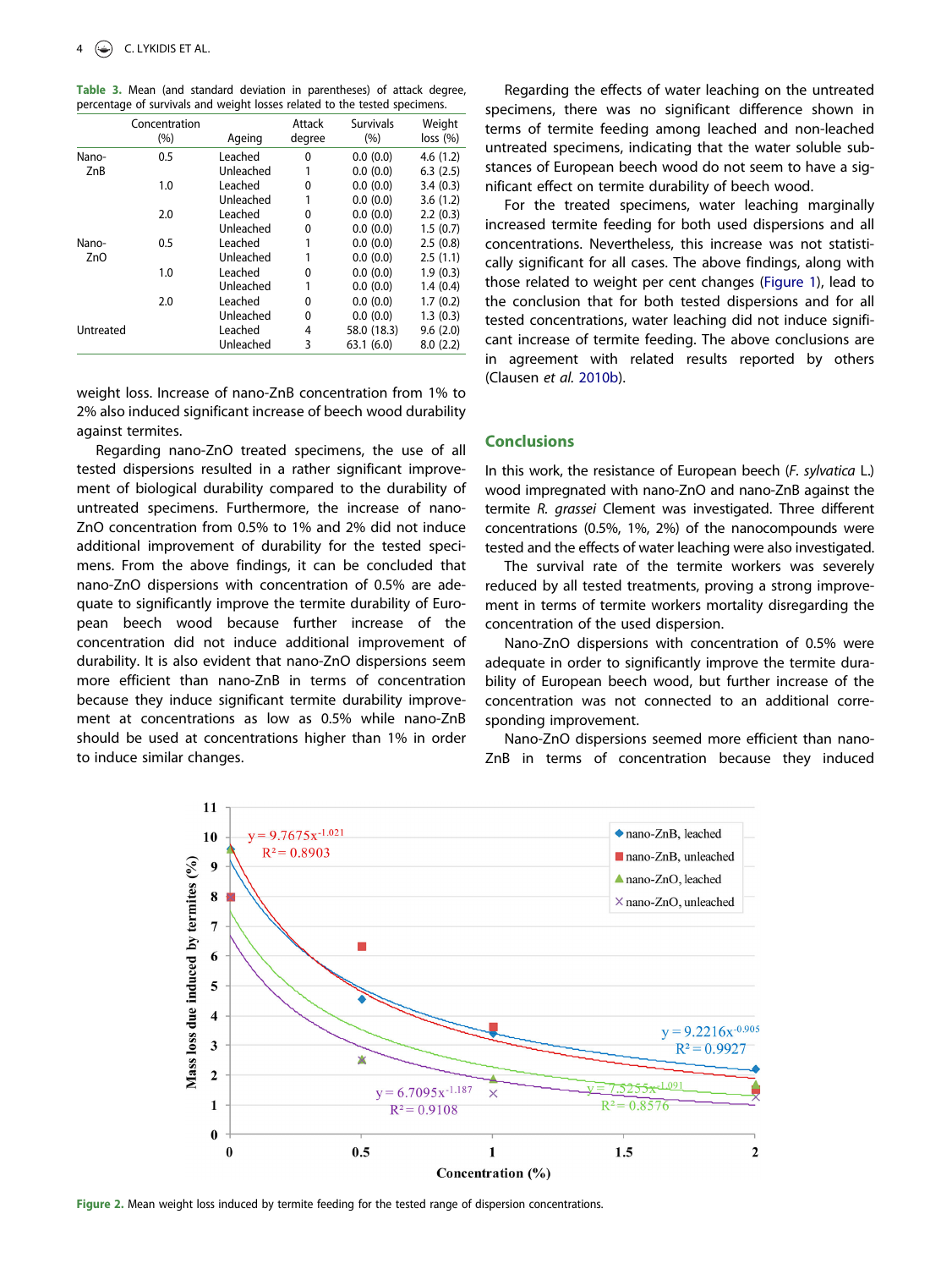**Table 3.** Mean (and standard deviation in parentheses) of attack degree, percentage of survivals and weight losses related to the tested specimens.

| | Concentration (%) | Ageing | Attack degree | Survivals (%) | Weight loss (%) |
|---|---|---|---|---|---|
| Nano-ZnB | 0.5 | Leached | 0 | 0.0 (0.0) | 4.6 (1.2) |
| | | Unleached | 1 | 0.0 (0.0) | 6.3 (2.5) |
| | 1.0 | Leached | 0 | 0.0 (0.0) | 3.4 (0.3) |
| | | Unleached | 1 | 0.0 (0.0) | 3.6 (1.2) |
| | 2.0 | Leached | 0 | 0.0 (0.0) | 2.2 (0.3) |
| | | Unleached | 0 | 0.0 (0.0) | 1.5 (0.7) |
| Nano-ZnO | 0.5 | Leached | 1 | 0.0 (0.0) | 2.5 (0.8) |
| | | Unleached | 1 | 0.0 (0.0) | 2.5 (1.1) |
| | 1.0 | Leached | 0 | 0.0 (0.0) | 1.9 (0.3) |
| | | Unleached | 1 | 0.0 (0.0) | 1.4 (0.4) |
| | 2.0 | Leached | 0 | 0.0 (0.0) | 1.7 (0.2) |
| | | Unleached | 0 | 0.0 (0.0) | 1.3 (0.3) |
| Untreated | | Leached | 4 | 58.0 (18.3) | 9.6 (2.0) |
| | | Unleached | 3 | 63.1 (6.0) | 8.0 (2.2) |

weight loss. Increase of nano-ZnB concentration from 1% to 2% also induced significant increase of beech wood durability against termites.

Regarding nano-ZnO treated specimens, the use of all tested dispersions resulted in a rather significant improvement of biological durability compared to the durability of untreated specimens. Furthermore, the increase of nano-ZnO concentration from 0.5% to 1% and 2% did not induce additional improvement of durability for the tested specimens. From the above findings, it can be concluded that nano-ZnO dispersions with concentration of 0.5% are adequate to significantly improve the termite durability of European beech wood because further increase of the concentration did not induce additional improvement of durability. It is also evident that nano-ZnO dispersions seem more efficient than nano-ZnB in terms of concentration because they induce significant termite durability improvement at concentrations as low as 0.5% while nano-ZnB should be used at concentrations higher than 1% in order to induce similar changes.

Regarding the effects of water leaching on the untreated specimens, there was no significant difference shown in terms of termite feeding among leached and non-leached untreated specimens, indicating that the water soluble substances of European beech wood do not seem to have a significant effect on termite durability of beech wood.

For the treated specimens, water leaching marginally increased termite feeding for both used dispersions and all concentrations. Nevertheless, this increase was not statistically significant for all cases. The above findings, along with those related to weight per cent changes (Figure 1), lead to the conclusion that for both tested dispersions and for all tested concentrations, water leaching did not induce significant increase of termite feeding. The above conclusions are in agreement with related results reported by others (Clausen *et al.* 2010b).

## Conclusions

In this work, the resistance of European beech (*F. sylvatica* L.) wood impregnated with nano-ZnO and nano-ZnB against the termite *R. grassei* Clement was investigated. Three different concentrations (0.5%, 1%, 2%) of the nanocompounds were tested and the effects of water leaching were also investigated.

The survival rate of the termite workers was severely reduced by all tested treatments, proving a strong improvement in terms of termite workers mortality disregarding the concentration of the used dispersion.

Nano-ZnO dispersions with concentration of 0.5% were adequate in order to significantly improve the termite durability of European beech wood, but further increase of the concentration was not connected to an additional corresponding improvement.

Nano-ZnO dispersions seemed more efficient than nano-ZnB in terms of concentration because they induced

**Figure 2.** Mean weight loss induced by termite feeding for the tested range of dispersion concentrations.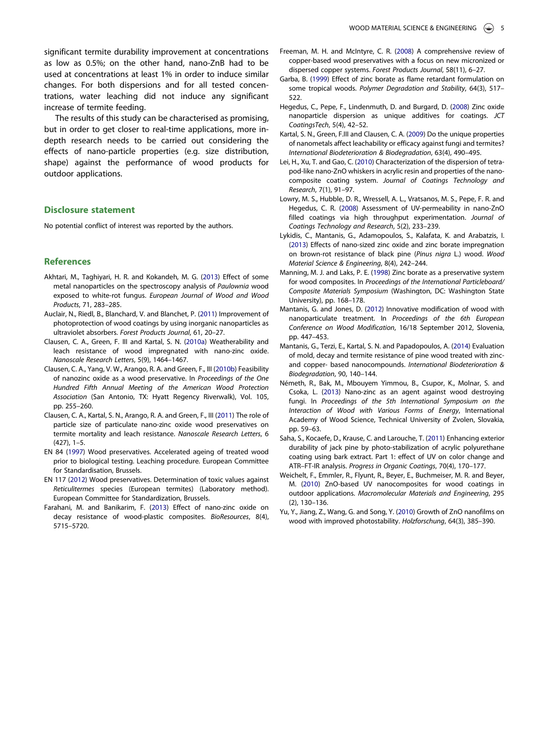significant termite durability improvement at concentrations as low as 0.5%; on the other hand, nano-ZnB had to be used at concentrations at least 1% in order to induce similar changes. For both dispersions and for all tested concentrations, water leaching did not induce any significant increase of termite feeding.

The results of this study can be characterised as promising, but in order to get closer to real-time applications, more in-depth research needs to be carried out considering the effects of nano-particle properties (e.g. size distribution, shape) against the performance of wood products for outdoor applications.

## Disclosure statement

No potential conflict of interest was reported by the authors.

## References

Akhtari, M., Taghiyari, H. R. and Kokandeh, M. G. (2013) Effect of some metal nanoparticles on the spectroscopy analysis of *Paulownia* wood exposed to white-rot fungus. *European Journal of Wood and Wood Products*, 71, 283–285.

Auclair, N., Riedl, B., Blanchard, V. and Blanchet, P. (2011) Improvement of photoprotection of wood coatings by using inorganic nanoparticles as ultraviolet absorbers. *Forest Products Journal*, 61, 20–27.

Clausen, C. A., Green, F. III and Kartal, S. N. (2010a) Weatherability and leach resistance of wood impregnated with nano-zinc oxide. *Nanoscale Research Letters*, 5(9), 1464–1467.

Clausen, C. A., Yang, V. W., Arango, R. A. and Green, F., III (2010b) Feasibility of nanozinc oxide as a wood preservative. In *Proceedings of the One Hundred Fifth Annual Meeting of the American Wood Protection Association* (San Antonio, TX: Hyatt Regency Riverwalk), Vol. 105, pp. 255–260.

Clausen, C. A., Kartal, S. N., Arango, R. A. and Green, F., III (2011) The role of particle size of particulate nano-zinc oxide wood preservatives on termite mortality and leach resistance. *Nanoscale Research Letters*, 6 (427), 1–5.

EN 84 (1997) Wood preservatives. Accelerated ageing of treated wood prior to biological testing. Leaching procedure. European Committee for Standardisation, Brussels.

EN 117 (2012) Wood preservatives. Determination of toxic values against *Reticulitermes* species (European termites) (Laboratory method). European Committee for Standardization, Brussels.

Farahani, M. and Banikarim, F. (2013) Effect of nano-zinc oxide on decay resistance of wood-plastic composites. *BioResources*, 8(4), 5715–5720.

Freeman, M. H. and McIntyre, C. R. (2008) A comprehensive review of copper-based wood preservatives with a focus on new micronized or dispersed copper systems. *Forest Products Journal*, 58(11), 6–27.

Garba, B. (1999) Effect of zinc borate as flame retardant formulation on some tropical woods. *Polymer Degradation and Stability*, 64(3), 517–522.

Hegedus, C., Pepe, F., Lindenmuth, D. and Burgard, D. (2008) Zinc oxide nanoparticle dispersion as unique additives for coatings. *JCT CoatingsTech*, 5(4), 42–52.

Kartal, S. N., Green, F.III and Clausen, C. A. (2009) Do the unique properties of nanometals affect leachability or efficacy against fungi and termites? *International Biodeterioration & Biodegradation*, 63(4), 490–495.

Lei, H., Xu, T. and Gao, C. (2010) Characterization of the dispersion of tetrapod-like nano-ZnO whiskers in acrylic resin and properties of the nanocomposite coating system. *Journal of Coatings Technology and Research*, 7(1), 91–97.

Lowry, M. S., Hubble, D. R., Wressell, A. L., Vratsanos, M. S., Pepe, F. R. and Hegedus, C. R. (2008) Assessment of UV-permeability in nano-ZnO filled coatings via high throughput experimentation. *Journal of Coatings Technology and Research*, 5(2), 233–239.

Lykidis, C., Mantanis, G., Adamopoulos, S., Kalafata, K. and Arabatzis, I. (2013) Effects of nano-sized zinc oxide and zinc borate impregnation on brown-rot resistance of black pine (*Pinus nigra* L.) wood. *Wood Material Science & Engineering*, 8(4), 242–244.

Manning, M. J. and Laks, P. E. (1998) Zinc borate as a preservative system for wood composites. In *Proceedings of the International Particleboard/Composite Materials Symposium* (Washington, DC: Washington State University), pp. 168–178.

Mantanis, G. and Jones, D. (2012) Innovative modification of wood with nanoparticulate treatment. In *Proceedings of the 6th European Conference on Wood Modification*, 16/18 September 2012, Slovenia, pp. 447–453.

Mantanis, G., Terzi, E., Kartal, S. N. and Papadopoulos, A. (2014) Evaluation of mold, decay and termite resistance of pine wood treated with zinc- and copper- based nanocompounds. *International Biodeterioration & Biodegradation*, 90, 140–144.

Németh, R., Bak, M., Mbouyem Yimmou, B., Csupor, K., Molnar, S. and Csoka, L. (2013) Nano-zinc as an agent against wood destroying fungi. In *Proceedings of the 5th International Symposium on the Interaction of Wood with Various Forms of Energy*, International Academy of Wood Science, Technical University of Zvolen, Slovakia, pp. 59–63.

Saha, S., Kocaefe, D., Krause, C. and Larouche, T. (2011) Enhancing exterior durability of jack pine by photo-stabilization of acrylic polyurethane coating using bark extract. Part 1: effect of UV on color change and ATR–FT-IR analysis. *Progress in Organic Coatings*, 70(4), 170–177.

Weichelt, F., Emmler, R., Flyunt, R., Beyer, E., Buchmeiser, M. R. and Beyer, M. (2010) ZnO-based UV nanocomposites for wood coatings in outdoor applications. *Macromolecular Materials and Engineering*, 295 (2), 130–136.

Yu, Y., Jiang, Z., Wang, G. and Song, Y. (2010) Growth of ZnO nanofilms on wood with improved photostability. *Holzforschung*, 64(3), 385–390.